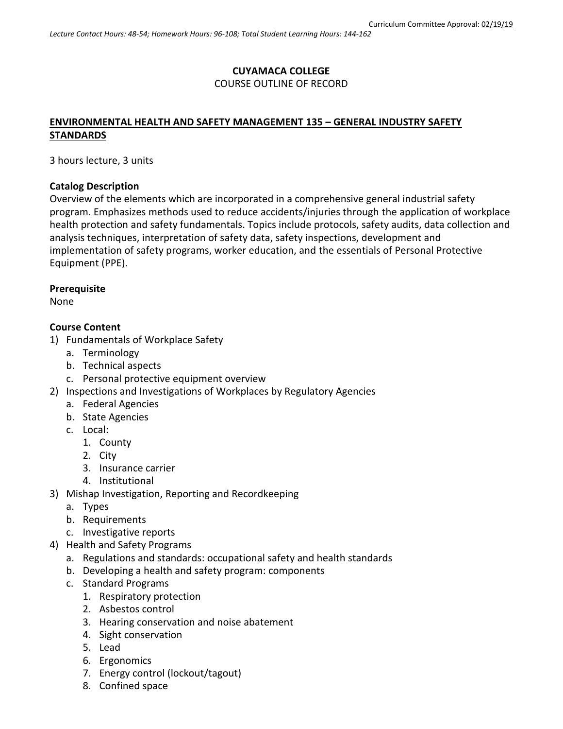Curriculum Committee Approval: 02/19/19

*Lecture Contact Hours: 48-54; Homework Hours: 96-108; Total Student Learning Hours: 144-162*

**CUYAMACA COLLEGE**

COURSE OUTLINE OF RECORD

## ENVIRONMENTAL HEALTH AND SAFETY MANAGEMENT 135 – GENERAL INDUSTRY SAFETY STANDARDS

3 hours lecture, 3 units

### Catalog Description

Overview of the elements which are incorporated in a comprehensive general industrial safety program. Emphasizes methods used to reduce accidents/injuries through the application of workplace health protection and safety fundamentals. Topics include protocols, safety audits, data collection and analysis techniques, interpretation of safety data, safety inspections, development and implementation of safety programs, worker education, and the essentials of Personal Protective Equipment (PPE).

### Prerequisite

None

### Course Content

1) Fundamentals of Workplace Safety
   a. Terminology
   b. Technical aspects
   c. Personal protective equipment overview
2) Inspections and Investigations of Workplaces by Regulatory Agencies
   a. Federal Agencies
   b. State Agencies
   c. Local:
      1. County
      2. City
      3. Insurance carrier
      4. Institutional
3) Mishap Investigation, Reporting and Recordkeeping
   a. Types
   b. Requirements
   c. Investigative reports
4) Health and Safety Programs
   a. Regulations and standards: occupational safety and health standards
   b. Developing a health and safety program: components
   c. Standard Programs
      1. Respiratory protection
      2. Asbestos control
      3. Hearing conservation and noise abatement
      4. Sight conservation
      5. Lead
      6. Ergonomics
      7. Energy control (lockout/tagout)
      8. Confined space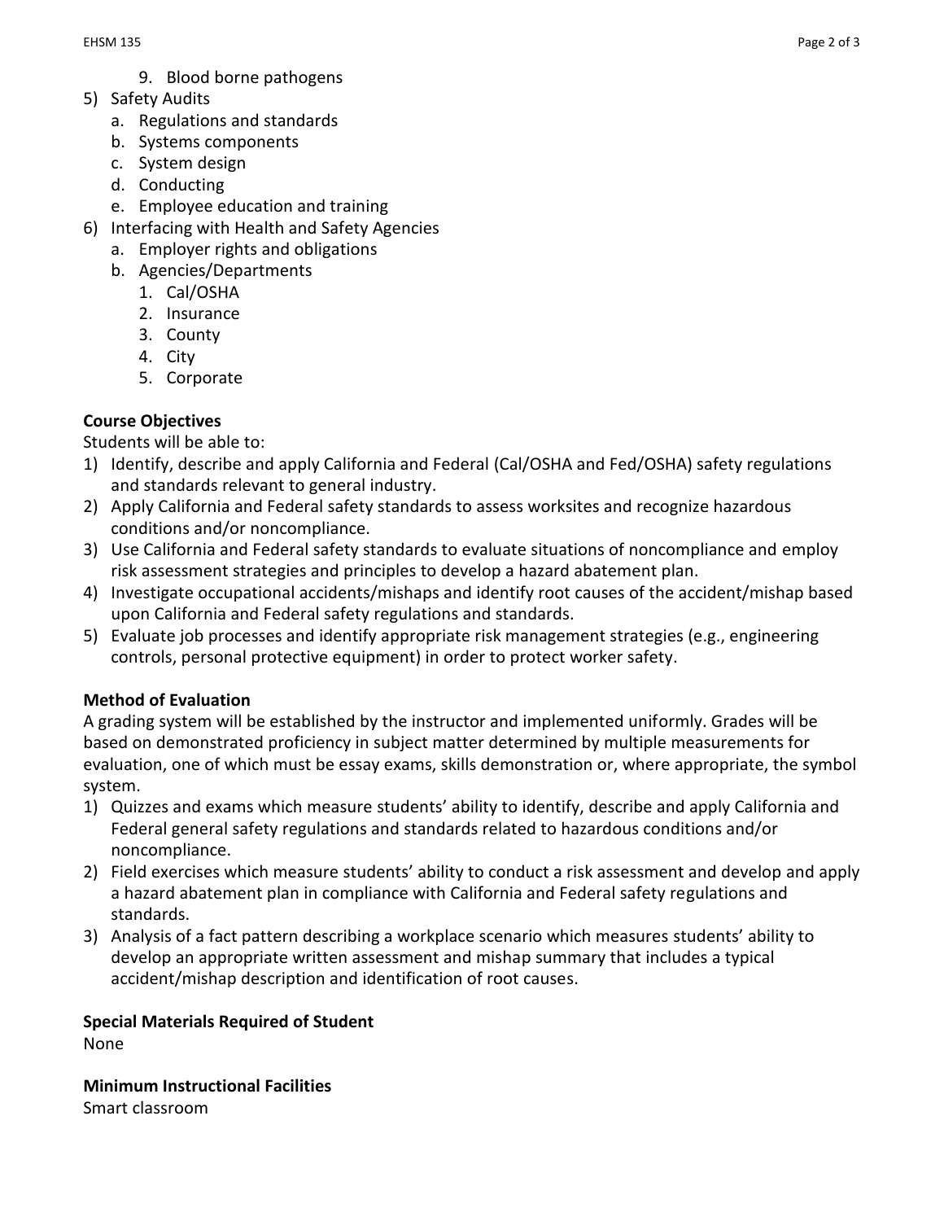9. Blood borne pathogens
5) Safety Audits
   a. Regulations and standards
   b. Systems components
   c. System design
   d. Conducting
   e. Employee education and training
6) Interfacing with Health and Safety Agencies
   a. Employer rights and obligations
   b. Agencies/Departments
      1. Cal/OSHA
      2. Insurance
      3. County
      4. City
      5. Corporate

**Course Objectives**

Students will be able to:

1) Identify, describe and apply California and Federal (Cal/OSHA and Fed/OSHA) safety regulations and standards relevant to general industry.
2) Apply California and Federal safety standards to assess worksites and recognize hazardous conditions and/or noncompliance.
3) Use California and Federal safety standards to evaluate situations of noncompliance and employ risk assessment strategies and principles to develop a hazard abatement plan.
4) Investigate occupational accidents/mishaps and identify root causes of the accident/mishap based upon California and Federal safety regulations and standards.
5) Evaluate job processes and identify appropriate risk management strategies (e.g., engineering controls, personal protective equipment) in order to protect worker safety.

**Method of Evaluation**

A grading system will be established by the instructor and implemented uniformly. Grades will be based on demonstrated proficiency in subject matter determined by multiple measurements for evaluation, one of which must be essay exams, skills demonstration or, where appropriate, the symbol system.

1) Quizzes and exams which measure students' ability to identify, describe and apply California and Federal general safety regulations and standards related to hazardous conditions and/or noncompliance.
2) Field exercises which measure students' ability to conduct a risk assessment and develop and apply a hazard abatement plan in compliance with California and Federal safety regulations and standards.
3) Analysis of a fact pattern describing a workplace scenario which measures students' ability to develop an appropriate written assessment and mishap summary that includes a typical accident/mishap description and identification of root causes.

**Special Materials Required of Student**

None

**Minimum Instructional Facilities**

Smart classroom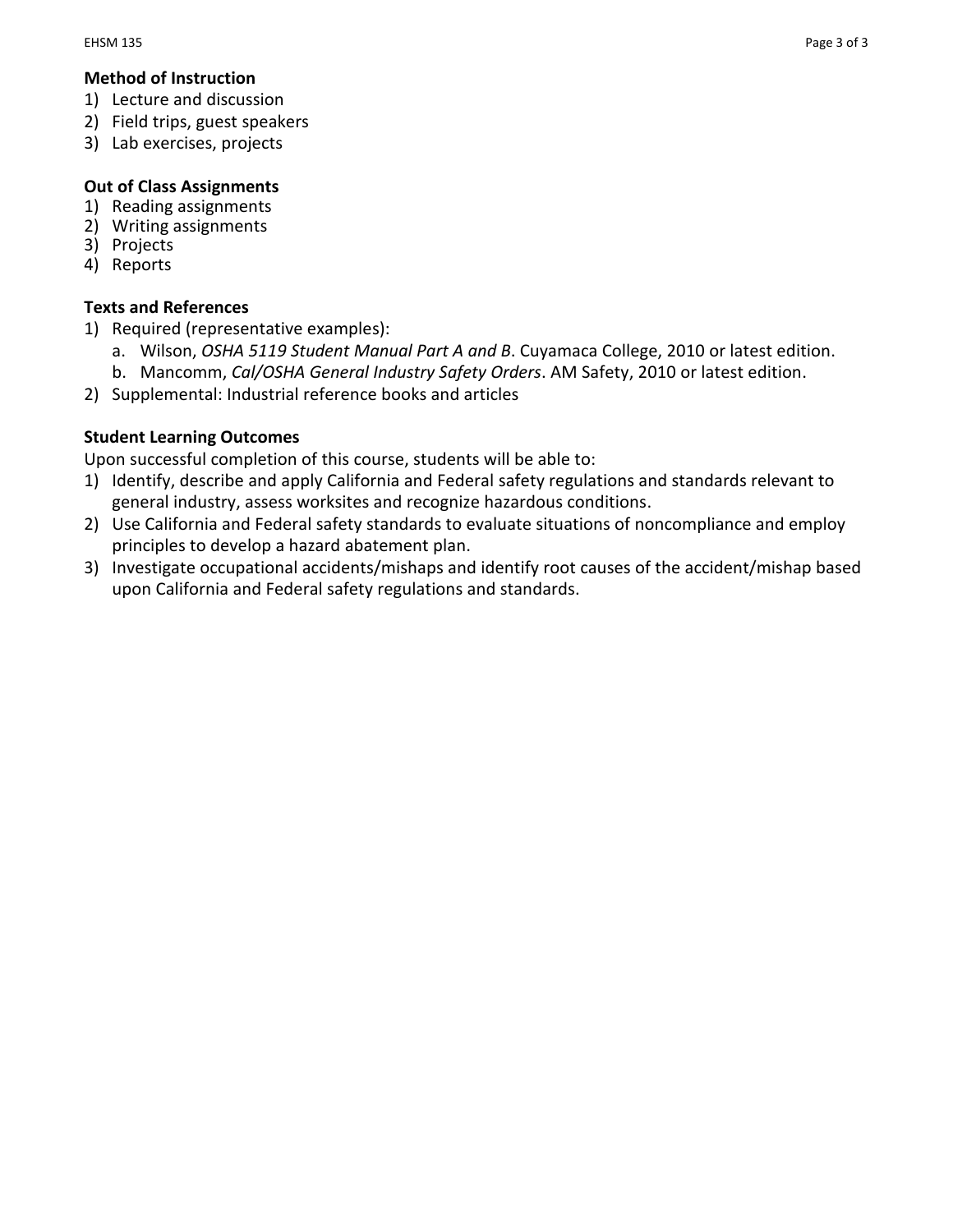**Method of Instruction**

1) Lecture and discussion
2) Field trips, guest speakers
3) Lab exercises, projects

**Out of Class Assignments**

1) Reading assignments
2) Writing assignments
3) Projects
4) Reports

**Texts and References**

1) Required (representative examples):
   a. Wilson, *OSHA 5119 Student Manual Part A and B*. Cuyamaca College, 2010 or latest edition.
   b. Mancomm, *Cal/OSHA General Industry Safety Orders*. AM Safety, 2010 or latest edition.
2) Supplemental: Industrial reference books and articles

**Student Learning Outcomes**

Upon successful completion of this course, students will be able to:

1) Identify, describe and apply California and Federal safety regulations and standards relevant to general industry, assess worksites and recognize hazardous conditions.
2) Use California and Federal safety standards to evaluate situations of noncompliance and employ principles to develop a hazard abatement plan.
3) Investigate occupational accidents/mishaps and identify root causes of the accident/mishap based upon California and Federal safety regulations and standards.